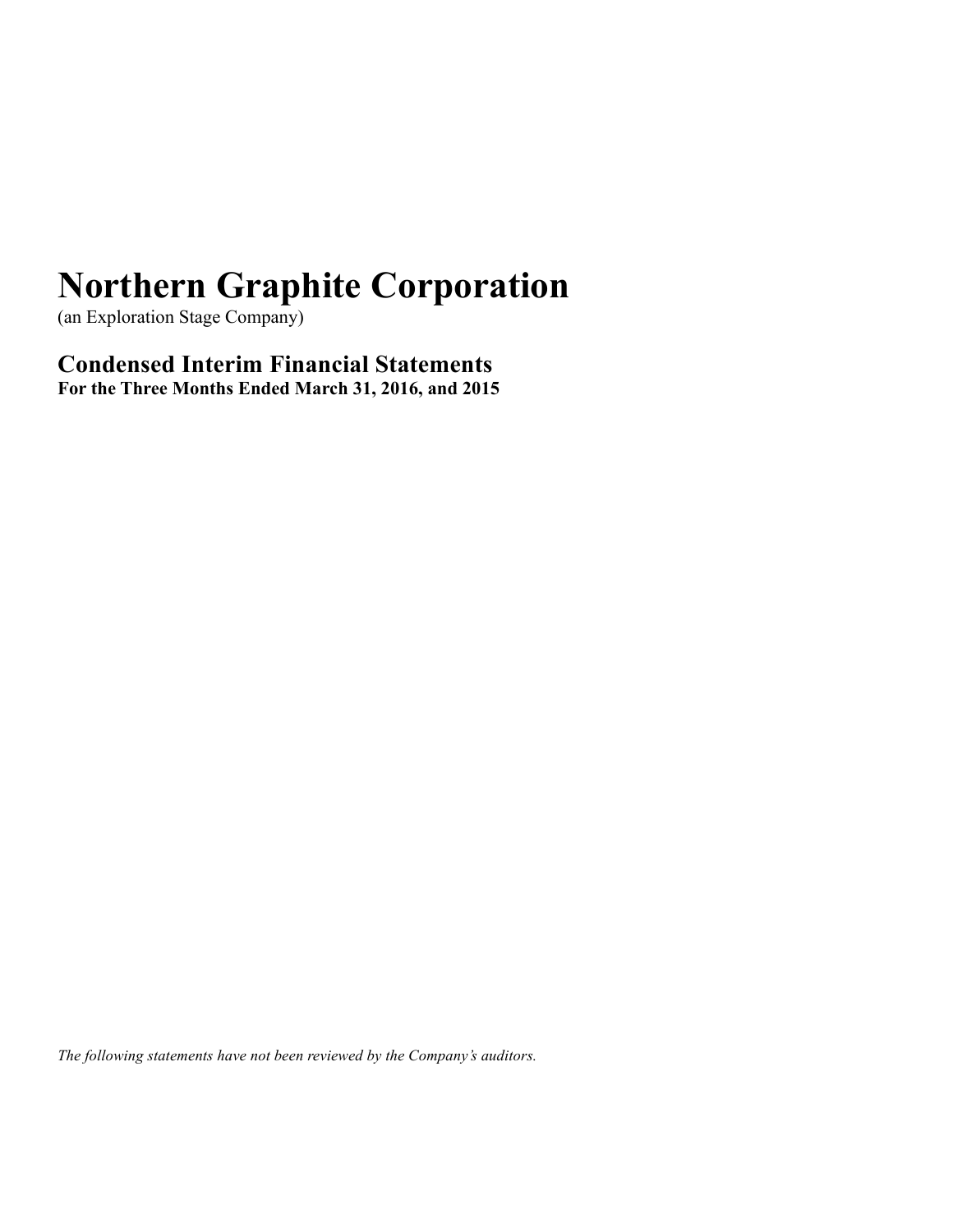# Northern Graphite Corporation

(an Exploration Stage Company)

## Condensed Interim Financial Statements

**For the Three Months Ended March 31, 2016, and 2015**

*The following statements have not been reviewed by the Company's auditors.*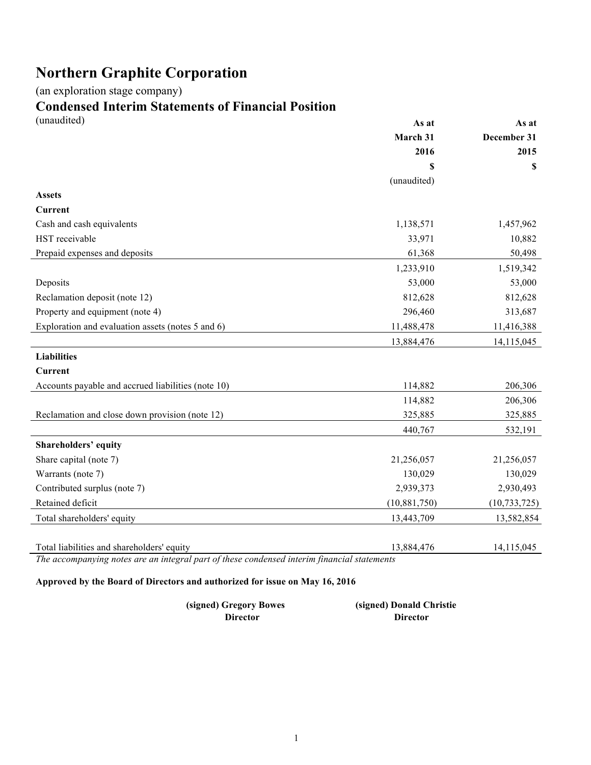# Northern Graphite Corporation

(an exploration stage company)

## Condensed Interim Statements of Financial Position

(unaudited)

| | As at March 31 2016 $ (unaudited) | As at December 31 2015 $ |
|---|---|---|
| **Assets** | | |
| **Current** | | |
| Cash and cash equivalents | 1,138,571 | 1,457,962 |
| HST receivable | 33,971 | 10,882 |
| Prepaid expenses and deposits | 61,368 | 50,498 |
| | 1,233,910 | 1,519,342 |
| Deposits | 53,000 | 53,000 |
| Reclamation deposit (note 12) | 812,628 | 812,628 |
| Property and equipment (note 4) | 296,460 | 313,687 |
| Exploration and evaluation assets (notes 5 and 6) | 11,488,478 | 11,416,388 |
| | 13,884,476 | 14,115,045 |
| **Liabilities** | | |
| **Current** | | |
| Accounts payable and accrued liabilities (note 10) | 114,882 | 206,306 |
| | 114,882 | 206,306 |
| Reclamation and close down provision (note 12) | 325,885 | 325,885 |
| | 440,767 | 532,191 |
| **Shareholders' equity** | | |
| Share capital (note 7) | 21,256,057 | 21,256,057 |
| Warrants (note 7) | 130,029 | 130,029 |
| Contributed surplus (note 7) | 2,939,373 | 2,930,493 |
| Retained deficit | (10,881,750) | (10,733,725) |
| Total shareholders' equity | 13,443,709 | 13,582,854 |
| Total liabilities and shareholders' equity | 13,884,476 | 14,115,045 |

*The accompanying notes are an integral part of these condensed interim financial statements*

**Approved by the Board of Directors and authorized for issue on May 16, 2016**

**(signed) Gregory Bowes**
**Director**

**(signed) Donald Christie**
**Director**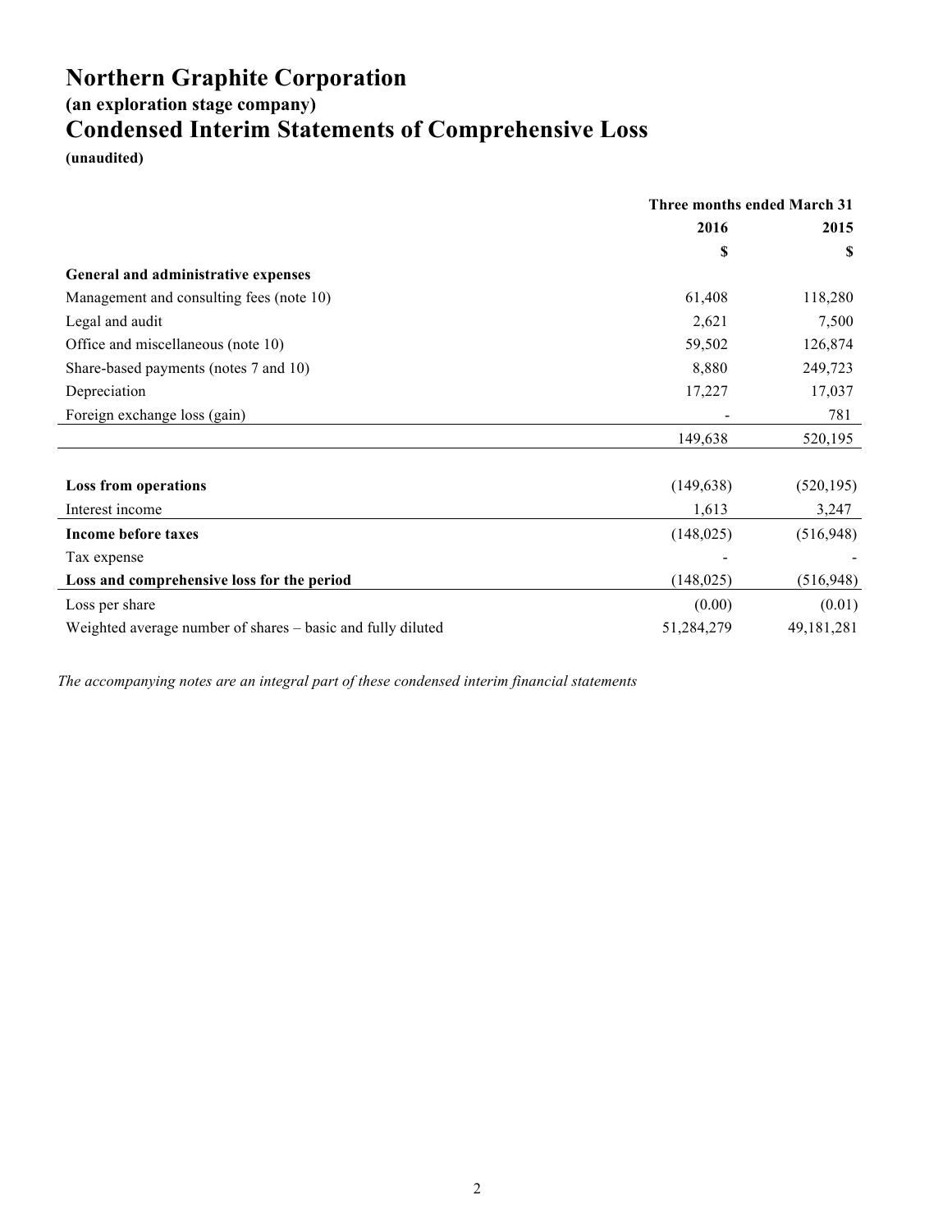# Northern Graphite Corporation

### (an exploration stage company)

## Condensed Interim Statements of Comprehensive Loss

**(unaudited)**

| | Three months ended March 31 | |
|---|---|---|
| | **2016** | **2015** |
| | **$** | **$** |
| **General and administrative expenses** | | |
| Management and consulting fees (note 10) | 61,408 | 118,280 |
| Legal and audit | 2,621 | 7,500 |
| Office and miscellaneous (note 10) | 59,502 | 126,874 |
| Share-based payments (notes 7 and 10) | 8,880 | 249,723 |
| Depreciation | 17,227 | 17,037 |
| Foreign exchange loss (gain) | - | 781 |
| | 149,638 | 520,195 |
| | | |
| **Loss from operations** | (149,638) | (520,195) |
| Interest income | 1,613 | 3,247 |
| **Income before taxes** | (148,025) | (516,948) |
| Tax expense | - | - |
| **Loss and comprehensive loss for the period** | (148,025) | (516,948) |
| Loss per share | (0.00) | (0.01) |
| Weighted average number of shares – basic and fully diluted | 51,284,279 | 49,181,281 |

*The accompanying notes are an integral part of these condensed interim financial statements*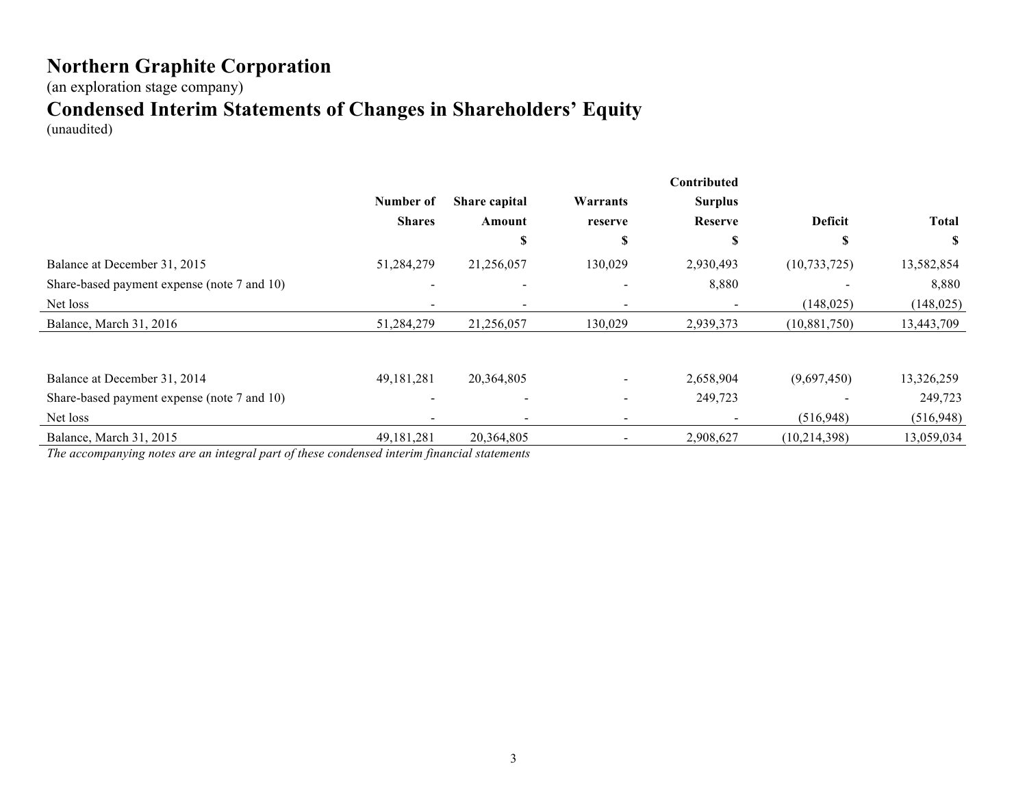# Northern Graphite Corporation

(an exploration stage company)

# Condensed Interim Statements of Changes in Shareholders' Equity

(unaudited)

| | Number of Shares | Share capital Amount | Warrants reserve | Contributed Surplus Reserve | Deficit | Total |
|---|---|---|---|---|---|---|
| | | $ | $ | $ | $ | $ |
| Balance at December 31, 2015 | 51,284,279 | 21,256,057 | 130,029 | 2,930,493 | (10,733,725) | 13,582,854 |
| Share-based payment expense (note 7 and 10) | - | - | - | 8,880 | - | 8,880 |
| Net loss | - | - | - | - | (148,025) | (148,025) |
| Balance, March 31, 2016 | 51,284,279 | 21,256,057 | 130,029 | 2,939,373 | (10,881,750) | 13,443,709 |
| | | | | | | |
| Balance at December 31, 2014 | 49,181,281 | 20,364,805 | - | 2,658,904 | (9,697,450) | 13,326,259 |
| Share-based payment expense (note 7 and 10) | - | - | - | 249,723 | - | 249,723 |
| Net loss | - | - | - | - | (516,948) | (516,948) |
| Balance, March 31, 2015 | 49,181,281 | 20,364,805 | - | 2,908,627 | (10,214,398) | 13,059,034 |

*The accompanying notes are an integral part of these condensed interim financial statements*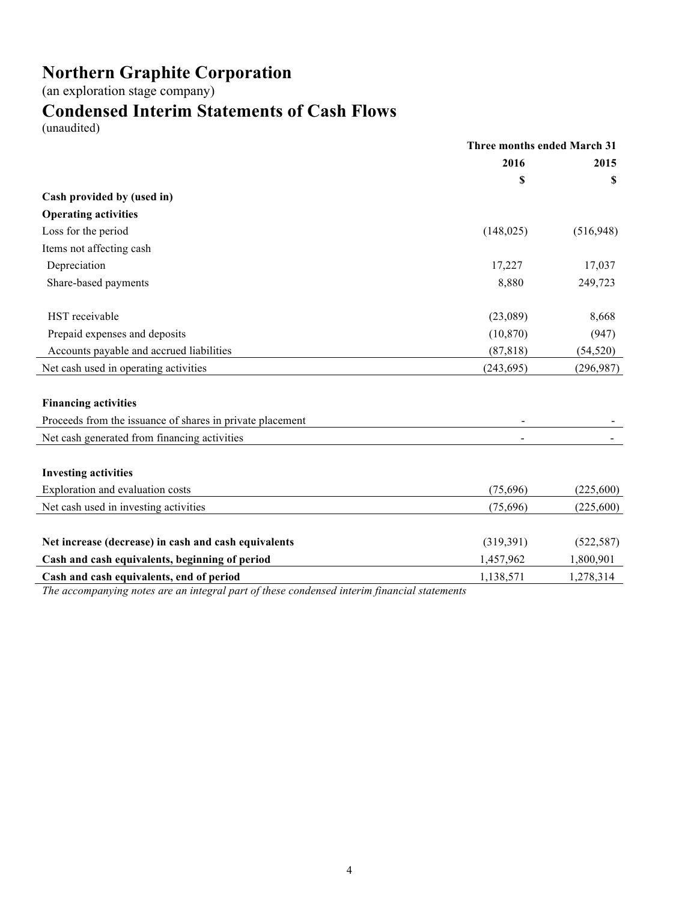# Northern Graphite Corporation

(an exploration stage company)

# Condensed Interim Statements of Cash Flows

(unaudited)

| | Three months ended March 31 | |
|---|---|---|
| | 2016 | 2015 |
| | $ | $ |
| **Cash provided by (used in)** | | |
| **Operating activities** | | |
| Loss for the period | (148,025) | (516,948) |
| Items not affecting cash | | |
| Depreciation | 17,227 | 17,037 |
| Share-based payments | 8,880 | 249,723 |
| | | |
| HST receivable | (23,089) | 8,668 |
| Prepaid expenses and deposits | (10,870) | (947) |
| Accounts payable and accrued liabilities | (87,818) | (54,520) |
| Net cash used in operating activities | (243,695) | (296,987) |
| | | |
| **Financing activities** | | |
| Proceeds from the issuance of shares in private placement | - | - |
| Net cash generated from financing activities | - | - |
| | | |
| **Investing activities** | | |
| Exploration and evaluation costs | (75,696) | (225,600) |
| Net cash used in investing activities | (75,696) | (225,600) |
| | | |
| **Net increase (decrease) in cash and cash equivalents** | (319,391) | (522,587) |
| **Cash and cash equivalents, beginning of period** | 1,457,962 | 1,800,901 |
| **Cash and cash equivalents, end of period** | 1,138,571 | 1,278,314 |

*The accompanying notes are an integral part of these condensed interim financial statements*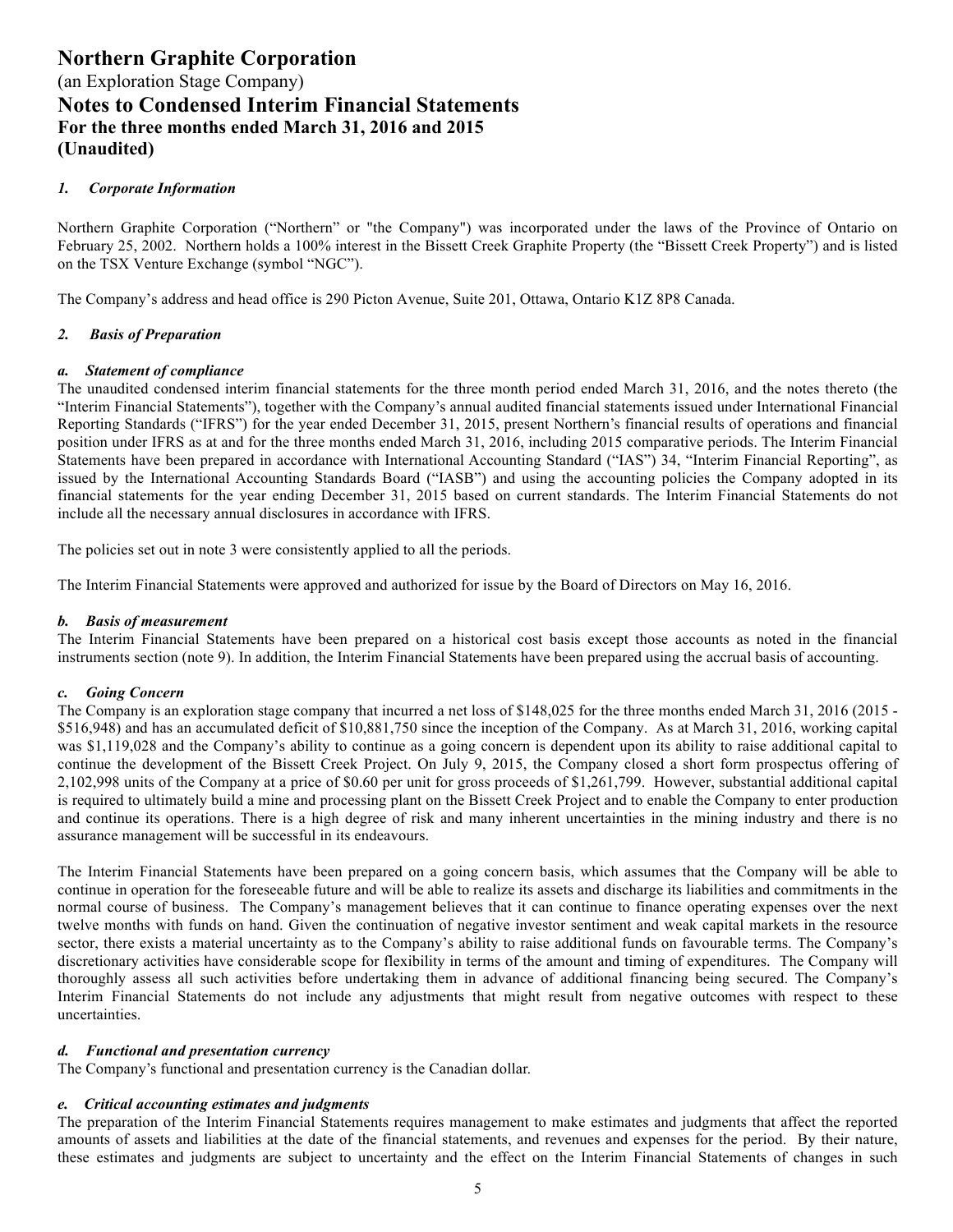# Northern Graphite Corporation

(an Exploration Stage Company)

## Notes to Condensed Interim Financial Statements

### For the three months ended March 31, 2016 and 2015

### (Unaudited)

***1. Corporate Information***

Northern Graphite Corporation ("Northern" or "the Company") was incorporated under the laws of the Province of Ontario on February 25, 2002. Northern holds a 100% interest in the Bissett Creek Graphite Property (the "Bissett Creek Property") and is listed on the TSX Venture Exchange (symbol "NGC").

The Company's address and head office is 290 Picton Avenue, Suite 201, Ottawa, Ontario K1Z 8P8 Canada.

***2. Basis of Preparation***

***a. Statement of compliance***

The unaudited condensed interim financial statements for the three month period ended March 31, 2016, and the notes thereto (the "Interim Financial Statements"), together with the Company's annual audited financial statements issued under International Financial Reporting Standards ("IFRS") for the year ended December 31, 2015, present Northern's financial results of operations and financial position under IFRS as at and for the three months ended March 31, 2016, including 2015 comparative periods. The Interim Financial Statements have been prepared in accordance with International Accounting Standard ("IAS") 34, "Interim Financial Reporting", as issued by the International Accounting Standards Board ("IASB") and using the accounting policies the Company adopted in its financial statements for the year ending December 31, 2015 based on current standards. The Interim Financial Statements do not include all the necessary annual disclosures in accordance with IFRS.

The policies set out in note 3 were consistently applied to all the periods.

The Interim Financial Statements were approved and authorized for issue by the Board of Directors on May 16, 2016.

***b. Basis of measurement***

The Interim Financial Statements have been prepared on a historical cost basis except those accounts as noted in the financial instruments section (note 9). In addition, the Interim Financial Statements have been prepared using the accrual basis of accounting.

***c. Going Concern***

The Company is an exploration stage company that incurred a net loss of $148,025 for the three months ended March 31, 2016 (2015 - $516,948) and has an accumulated deficit of $10,881,750 since the inception of the Company. As at March 31, 2016, working capital was $1,119,028 and the Company's ability to continue as a going concern is dependent upon its ability to raise additional capital to continue the development of the Bissett Creek Project. On July 9, 2015, the Company closed a short form prospectus offering of 2,102,998 units of the Company at a price of $0.60 per unit for gross proceeds of $1,261,799. However, substantial additional capital is required to ultimately build a mine and processing plant on the Bissett Creek Project and to enable the Company to enter production and continue its operations. There is a high degree of risk and many inherent uncertainties in the mining industry and there is no assurance management will be successful in its endeavours.

The Interim Financial Statements have been prepared on a going concern basis, which assumes that the Company will be able to continue in operation for the foreseeable future and will be able to realize its assets and discharge its liabilities and commitments in the normal course of business. The Company's management believes that it can continue to finance operating expenses over the next twelve months with funds on hand. Given the continuation of negative investor sentiment and weak capital markets in the resource sector, there exists a material uncertainty as to the Company's ability to raise additional funds on favourable terms. The Company's discretionary activities have considerable scope for flexibility in terms of the amount and timing of expenditures. The Company will thoroughly assess all such activities before undertaking them in advance of additional financing being secured. The Company's Interim Financial Statements do not include any adjustments that might result from negative outcomes with respect to these uncertainties.

***d. Functional and presentation currency***

The Company's functional and presentation currency is the Canadian dollar.

***e. Critical accounting estimates and judgments***

The preparation of the Interim Financial Statements requires management to make estimates and judgments that affect the reported amounts of assets and liabilities at the date of the financial statements, and revenues and expenses for the period. By their nature, these estimates and judgments are subject to uncertainty and the effect on the Interim Financial Statements of changes in such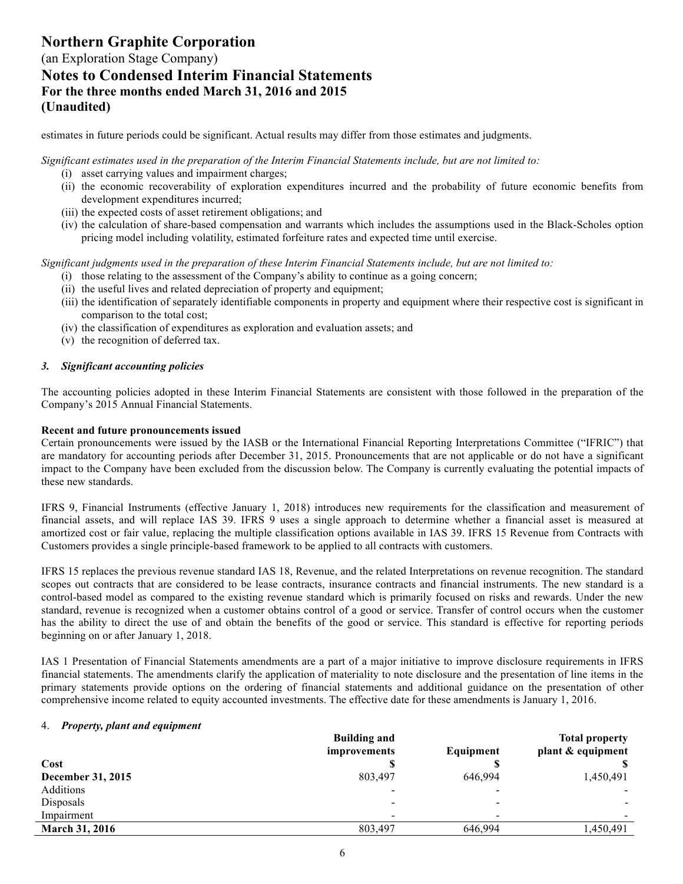estimates in future periods could be significant. Actual results may differ from those estimates and judgments.

*Significant estimates used in the preparation of the Interim Financial Statements include, but are not limited to:*

- (i) asset carrying values and impairment charges;
- (ii) the economic recoverability of exploration expenditures incurred and the probability of future economic benefits from development expenditures incurred;
- (iii) the expected costs of asset retirement obligations; and
- (iv) the calculation of share-based compensation and warrants which includes the assumptions used in the Black-Scholes option pricing model including volatility, estimated forfeiture rates and expected time until exercise.

*Significant judgments used in the preparation of these Interim Financial Statements include, but are not limited to:*

- (i) those relating to the assessment of the Company's ability to continue as a going concern;
- (ii) the useful lives and related depreciation of property and equipment;
- (iii) the identification of separately identifiable components in property and equipment where their respective cost is significant in comparison to the total cost;
- (iv) the classification of expenditures as exploration and evaluation assets; and
- (v) the recognition of deferred tax.

### *3. Significant accounting policies*

The accounting policies adopted in these Interim Financial Statements are consistent with those followed in the preparation of the Company's 2015 Annual Financial Statements.

**Recent and future pronouncements issued**

Certain pronouncements were issued by the IASB or the International Financial Reporting Interpretations Committee ("IFRIC") that are mandatory for accounting periods after December 31, 2015. Pronouncements that are not applicable or do not have a significant impact to the Company have been excluded from the discussion below. The Company is currently evaluating the potential impacts of these new standards.

IFRS 9, Financial Instruments (effective January 1, 2018) introduces new requirements for the classification and measurement of financial assets, and will replace IAS 39. IFRS 9 uses a single approach to determine whether a financial asset is measured at amortized cost or fair value, replacing the multiple classification options available in IAS 39. IFRS 15 Revenue from Contracts with Customers provides a single principle-based framework to be applied to all contracts with customers.

IFRS 15 replaces the previous revenue standard IAS 18, Revenue, and the related Interpretations on revenue recognition. The standard scopes out contracts that are considered to be lease contracts, insurance contracts and financial instruments. The new standard is a control-based model as compared to the existing revenue standard which is primarily focused on risks and rewards. Under the new standard, revenue is recognized when a customer obtains control of a good or service. Transfer of control occurs when the customer has the ability to direct the use of and obtain the benefits of the good or service. This standard is effective for reporting periods beginning on or after January 1, 2018.

IAS 1 Presentation of Financial Statements amendments are a part of a major initiative to improve disclosure requirements in IFRS financial statements. The amendments clarify the application of materiality to note disclosure and the presentation of line items in the primary statements provide options on the ordering of financial statements and additional guidance on the presentation of other comprehensive income related to equity accounted investments. The effective date for these amendments is January 1, 2016.

### 4. *Property, plant and equipment*

| | Building and improvements | Equipment | Total property plant & equipment |
|---|---|---|---|
| **Cost** | **$** | **$** | **$** |
| **December 31, 2015** | 803,497 | 646,994 | 1,450,491 |
| Additions | - | - | - |
| Disposals | - | - | - |
| Impairment | - | - | - |
| **March 31, 2016** | 803,497 | 646,994 | 1,450,491 |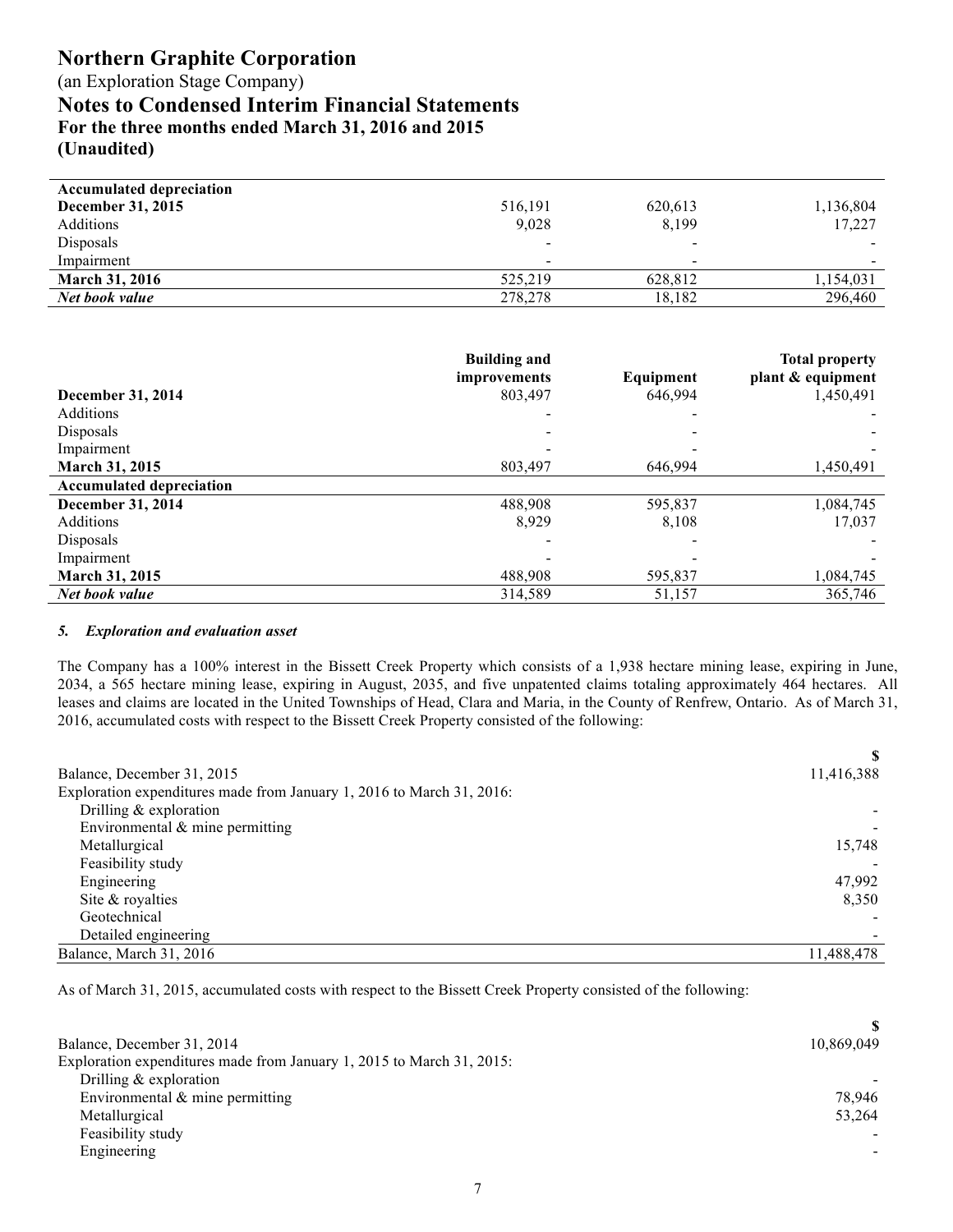# Northern Graphite Corporation

(an Exploration Stage Company)

## Notes to Condensed Interim Financial Statements

### For the three months ended March 31, 2016 and 2015

### (Unaudited)

| | | | |
|---|---|---|---|
| **Accumulated depreciation** | | | |
| **December 31, 2015** | 516,191 | 620,613 | 1,136,804 |
| Additions | 9,028 | 8,199 | 17,227 |
| Disposals | - | - | - |
| Impairment | - | - | - |
| **March 31, 2016** | 525,219 | 628,812 | 1,154,031 |
| ***Net book value*** | 278,278 | 18,182 | 296,460 |

| | **Building and improvements** | **Equipment** | **Total property plant & equipment** |
|---|---|---|---|
| **December 31, 2014** | 803,497 | 646,994 | 1,450,491 |
| Additions | - | - | - |
| Disposals | - | - | - |
| Impairment | - | - | - |
| **March 31, 2015** | 803,497 | 646,994 | 1,450,491 |
| **Accumulated depreciation** | | | |
| **December 31, 2014** | 488,908 | 595,837 | 1,084,745 |
| Additions | 8,929 | 8,108 | 17,037 |
| Disposals | - | - | - |
| Impairment | - | - | - |
| **March 31, 2015** | 488,908 | 595,837 | 1,084,745 |
| ***Net book value*** | 314,589 | 51,157 | 365,746 |

#### *5. Exploration and evaluation asset*

The Company has a 100% interest in the Bissett Creek Property which consists of a 1,938 hectare mining lease, expiring in June, 2034, a 565 hectare mining lease, expiring in August, 2035, and five unpatented claims totaling approximately 464 hectares. All leases and claims are located in the United Townships of Head, Clara and Maria, in the County of Renfrew, Ontario. As of March 31, 2016, accumulated costs with respect to the Bissett Creek Property consisted of the following:

| | $ |
|---|---|
| Balance, December 31, 2015 | 11,416,388 |
| Exploration expenditures made from January 1, 2016 to March 31, 2016: | |
| Drilling & exploration | - |
| Environmental & mine permitting | - |
| Metallurgical | 15,748 |
| Feasibility study | - |
| Engineering | 47,992 |
| Site & royalties | 8,350 |
| Geotechnical | - |
| Detailed engineering | - |
| Balance, March 31, 2016 | 11,488,478 |

As of March 31, 2015, accumulated costs with respect to the Bissett Creek Property consisted of the following:

| | $ |
|---|---|
| Balance, December 31, 2014 | 10,869,049 |
| Exploration expenditures made from January 1, 2015 to March 31, 2015: | |
| Drilling & exploration | - |
| Environmental & mine permitting | 78,946 |
| Metallurgical | 53,264 |
| Feasibility study | - |
| Engineering | - |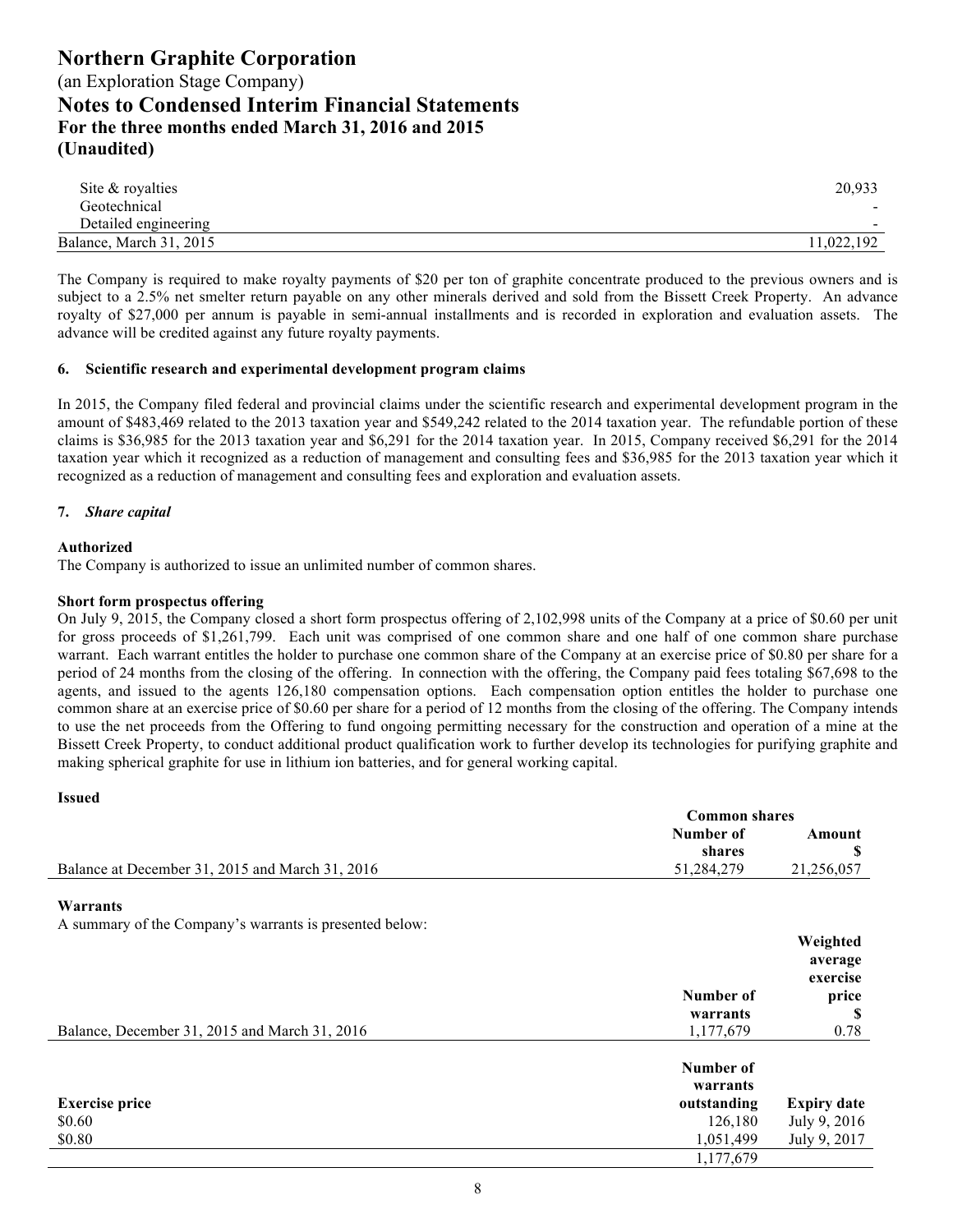| | |
|---|---|
| Site & royalties | 20,933 |
| Geotechnical | - |
| Detailed engineering | - |
| Balance, March 31, 2015 | 11,022,192 |

The Company is required to make royalty payments of $20 per ton of graphite concentrate produced to the previous owners and is subject to a 2.5% net smelter return payable on any other minerals derived and sold from the Bissett Creek Property. An advance royalty of $27,000 per annum is payable in semi-annual installments and is recorded in exploration and evaluation assets. The advance will be credited against any future royalty payments.

## 6. Scientific research and experimental development program claims

In 2015, the Company filed federal and provincial claims under the scientific research and experimental development program in the amount of $483,469 related to the 2013 taxation year and $549,242 related to the 2014 taxation year. The refundable portion of these claims is $36,985 for the 2013 taxation year and $6,291 for the 2014 taxation year. In 2015, Company received $6,291 for the 2014 taxation year which it recognized as a reduction of management and consulting fees and $36,985 for the 2013 taxation year which it recognized as a reduction of management and consulting fees and exploration and evaluation assets.

## 7. *Share capital*

**Authorized**

The Company is authorized to issue an unlimited number of common shares.

**Short form prospectus offering**

On July 9, 2015, the Company closed a short form prospectus offering of 2,102,998 units of the Company at a price of $0.60 per unit for gross proceeds of $1,261,799. Each unit was comprised of one common share and one half of one common share purchase warrant. Each warrant entitles the holder to purchase one common share of the Company at an exercise price of $0.80 per share for a period of 24 months from the closing of the offering. In connection with the offering, the Company paid fees totaling $67,698 to the agents, and issued to the agents 126,180 compensation options. Each compensation option entitles the holder to purchase one common share at an exercise price of $0.60 per share for a period of 12 months from the closing of the offering. The Company intends to use the net proceeds from the Offering to fund ongoing permitting necessary for the construction and operation of a mine at the Bissett Creek Property, to conduct additional product qualification work to further develop its technologies for purifying graphite and making spherical graphite for use in lithium ion batteries, and for general working capital.

**Issued**

| | Common shares | |
|---|---|---|
| | Number of shares | Amount $ |
| Balance at December 31, 2015 and March 31, 2016 | 51,284,279 | 21,256,057 |

**Warrants**

A summary of the Company's warrants is presented below:

| | Number of warrants | Weighted average exercise price $ |
|---|---|---|
| Balance, December 31, 2015 and March 31, 2016 | 1,177,679 | 0.78 |

| Exercise price | Number of warrants outstanding | Expiry date |
|---|---|---|
| $0.60 | 126,180 | July 9, 2016 |
| $0.80 | 1,051,499 | July 9, 2017 |
| | 1,177,679 | |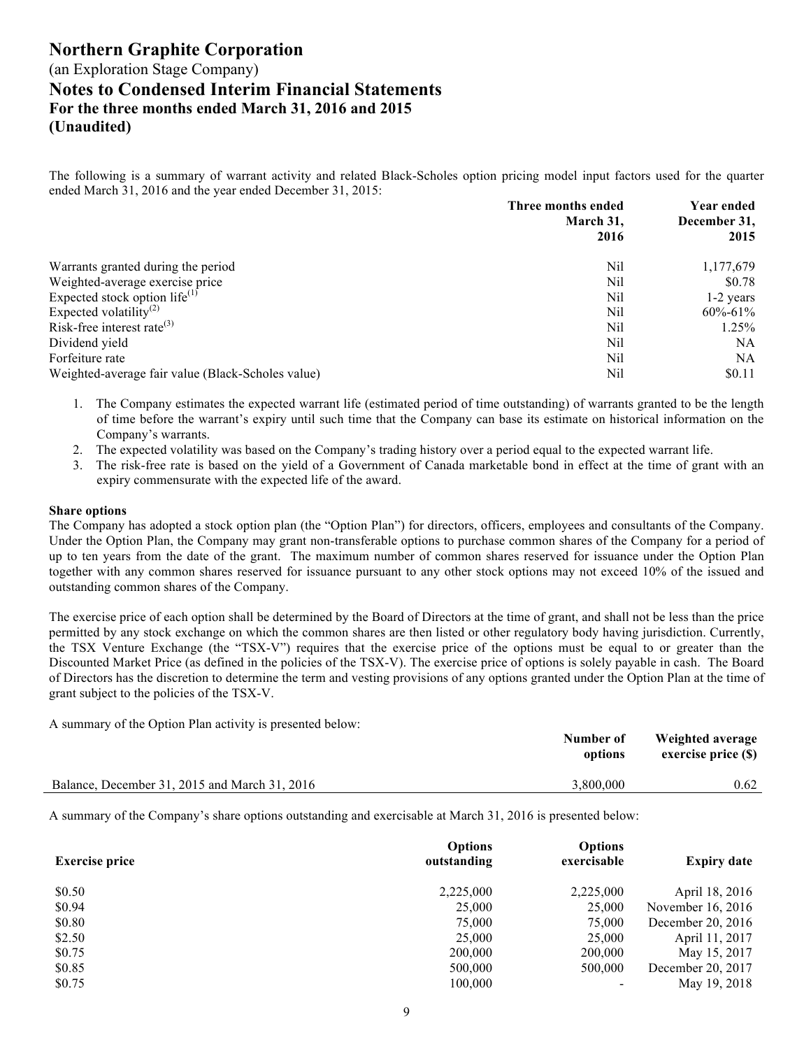# Northern Graphite Corporation

(an Exploration Stage Company)

## Notes to Condensed Interim Financial Statements

### For the three months ended March 31, 2016 and 2015

### (Unaudited)

The following is a summary of warrant activity and related Black-Scholes option pricing model input factors used for the quarter ended March 31, 2016 and the year ended December 31, 2015:

| | Three months ended March 31, 2016 | Year ended December 31, 2015 |
|---|---|---|
| Warrants granted during the period | Nil | 1,177,679 |
| Weighted-average exercise price | Nil | \$0.78 |
| Expected stock option life[(1)] | Nil | 1-2 years |
| Expected volatility[(2)] | Nil | 60%-61% |
| Risk-free interest rate[(3)] | Nil | 1.25% |
| Dividend yield | Nil | NA |
| Forfeiture rate | Nil | NA |
| Weighted-average fair value (Black-Scholes value) | Nil | \$0.11 |

1. The Company estimates the expected warrant life (estimated period of time outstanding) of warrants granted to be the length of time before the warrant's expiry until such time that the Company can base its estimate on historical information on the Company's warrants.
2. The expected volatility was based on the Company's trading history over a period equal to the expected warrant life.
3. The risk-free rate is based on the yield of a Government of Canada marketable bond in effect at the time of grant with an expiry commensurate with the expected life of the award.

**Share options**

The Company has adopted a stock option plan (the "Option Plan") for directors, officers, employees and consultants of the Company. Under the Option Plan, the Company may grant non-transferable options to purchase common shares of the Company for a period of up to ten years from the date of the grant. The maximum number of common shares reserved for issuance under the Option Plan together with any common shares reserved for issuance pursuant to any other stock options may not exceed 10% of the issued and outstanding common shares of the Company.

The exercise price of each option shall be determined by the Board of Directors at the time of grant, and shall not be less than the price permitted by any stock exchange on which the common shares are then listed or other regulatory body having jurisdiction. Currently, the TSX Venture Exchange (the "TSX-V") requires that the exercise price of the options must be equal to or greater than the Discounted Market Price (as defined in the policies of the TSX-V). The exercise price of options is solely payable in cash. The Board of Directors has the discretion to determine the term and vesting provisions of any options granted under the Option Plan at the time of grant subject to the policies of the TSX-V.

A summary of the Option Plan activity is presented below:

| | Number of options | Weighted average exercise price (\$) |
|---|---|---|
| Balance, December 31, 2015 and March 31, 2016 | 3,800,000 | 0.62 |

A summary of the Company's share options outstanding and exercisable at March 31, 2016 is presented below:

| Exercise price | Options outstanding | Options exercisable | Expiry date |
|---|---|---|---|
| \$0.50 | 2,225,000 | 2,225,000 | April 18, 2016 |
| \$0.94 | 25,000 | 25,000 | November 16, 2016 |
| \$0.80 | 75,000 | 75,000 | December 20, 2016 |
| \$2.50 | 25,000 | 25,000 | April 11, 2017 |
| \$0.75 | 200,000 | 200,000 | May 15, 2017 |
| \$0.85 | 500,000 | 500,000 | December 20, 2017 |
| \$0.75 | 100,000 | - | May 19, 2018 |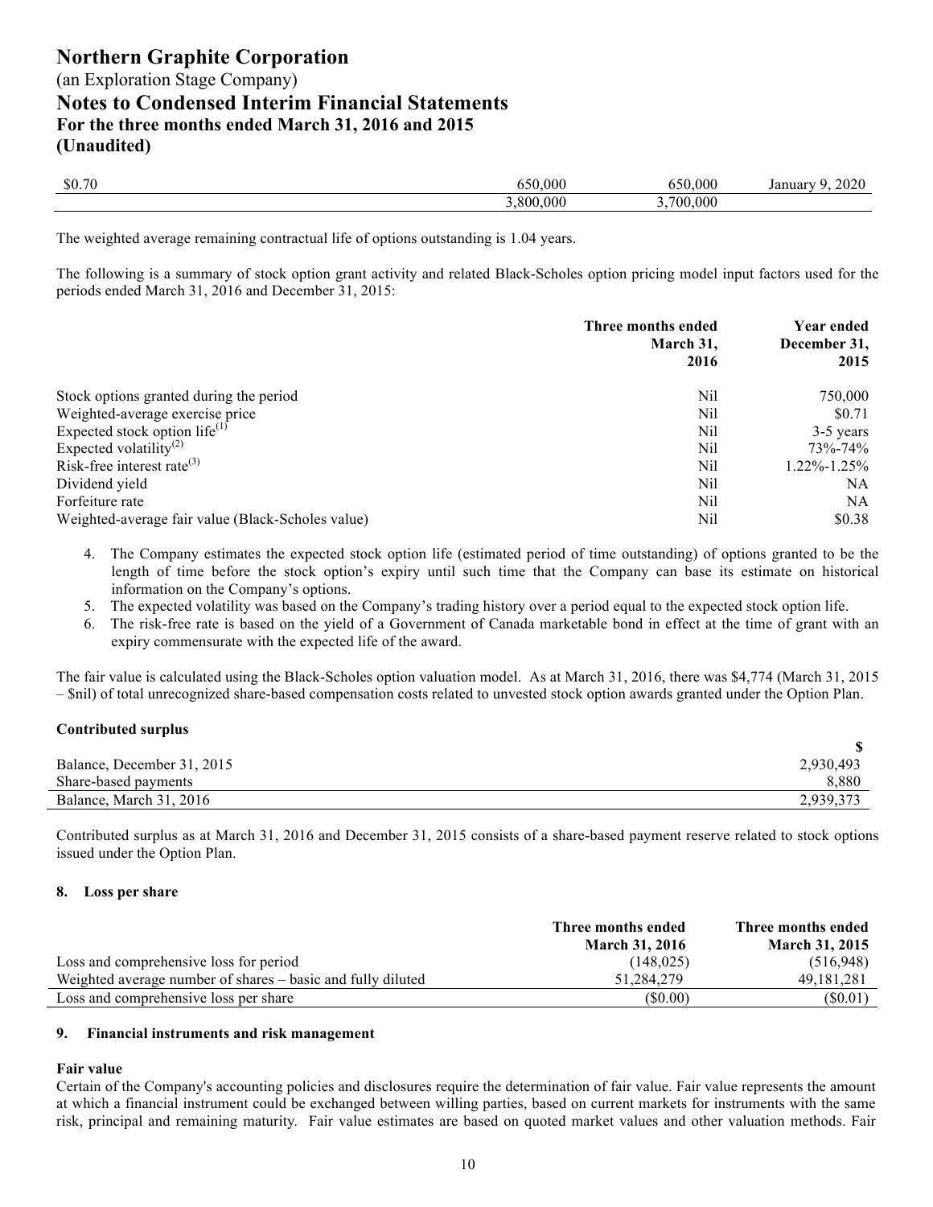| | | | |
|---|---|---|---|
| $0.70 | 650,000 | 650,000 | January 9, 2020 |
| | 3,800,000 | 3,700,000 | |

The weighted average remaining contractual life of options outstanding is 1.04 years.

The following is a summary of stock option grant activity and related Black-Scholes option pricing model input factors used for the periods ended March 31, 2016 and December 31, 2015:

| | Three months ended March 31, 2016 | Year ended December 31, 2015 |
|---|---|---|
| Stock options granted during the period | Nil | 750,000 |
| Weighted-average exercise price | Nil | $0.71 |
| Expected stock option life(1) | Nil | 3-5 years |
| Expected volatility(2) | Nil | 73%-74% |
| Risk-free interest rate(3) | Nil | 1.22%-1.25% |
| Dividend yield | Nil | NA |
| Forfeiture rate | Nil | NA |
| Weighted-average fair value (Black-Scholes value) | Nil | $0.38 |

4. The Company estimates the expected stock option life (estimated period of time outstanding) of options granted to be the length of time before the stock option's expiry until such time that the Company can base its estimate on historical information on the Company's options.
5. The expected volatility was based on the Company's trading history over a period equal to the expected stock option life.
6. The risk-free rate is based on the yield of a Government of Canada marketable bond in effect at the time of grant with an expiry commensurate with the expected life of the award.

The fair value is calculated using the Black-Scholes option valuation model. As at March 31, 2016, there was $4,774 (March 31, 2015 – $nil) of total unrecognized share-based compensation costs related to unvested stock option awards granted under the Option Plan.

**Contributed surplus**

| | $ |
|---|---|
| Balance, December 31, 2015 | 2,930,493 |
| Share-based payments | 8,880 |
| Balance, March 31, 2016 | 2,939,373 |

Contributed surplus as at March 31, 2016 and December 31, 2015 consists of a share-based payment reserve related to stock options issued under the Option Plan.

### 8. Loss per share

| | Three months ended March 31, 2016 | Three months ended March 31, 2015 |
|---|---|---|
| Loss and comprehensive loss for period | (148,025) | (516,948) |
| Weighted average number of shares – basic and fully diluted | 51,284,279 | 49,181,281 |
| Loss and comprehensive loss per share | ($0.00) | ($0.01) |

### 9. Financial instruments and risk management

**Fair value**

Certain of the Company's accounting policies and disclosures require the determination of fair value. Fair value represents the amount at which a financial instrument could be exchanged between willing parties, based on current markets for instruments with the same risk, principal and remaining maturity. Fair value estimates are based on quoted market values and other valuation methods. Fair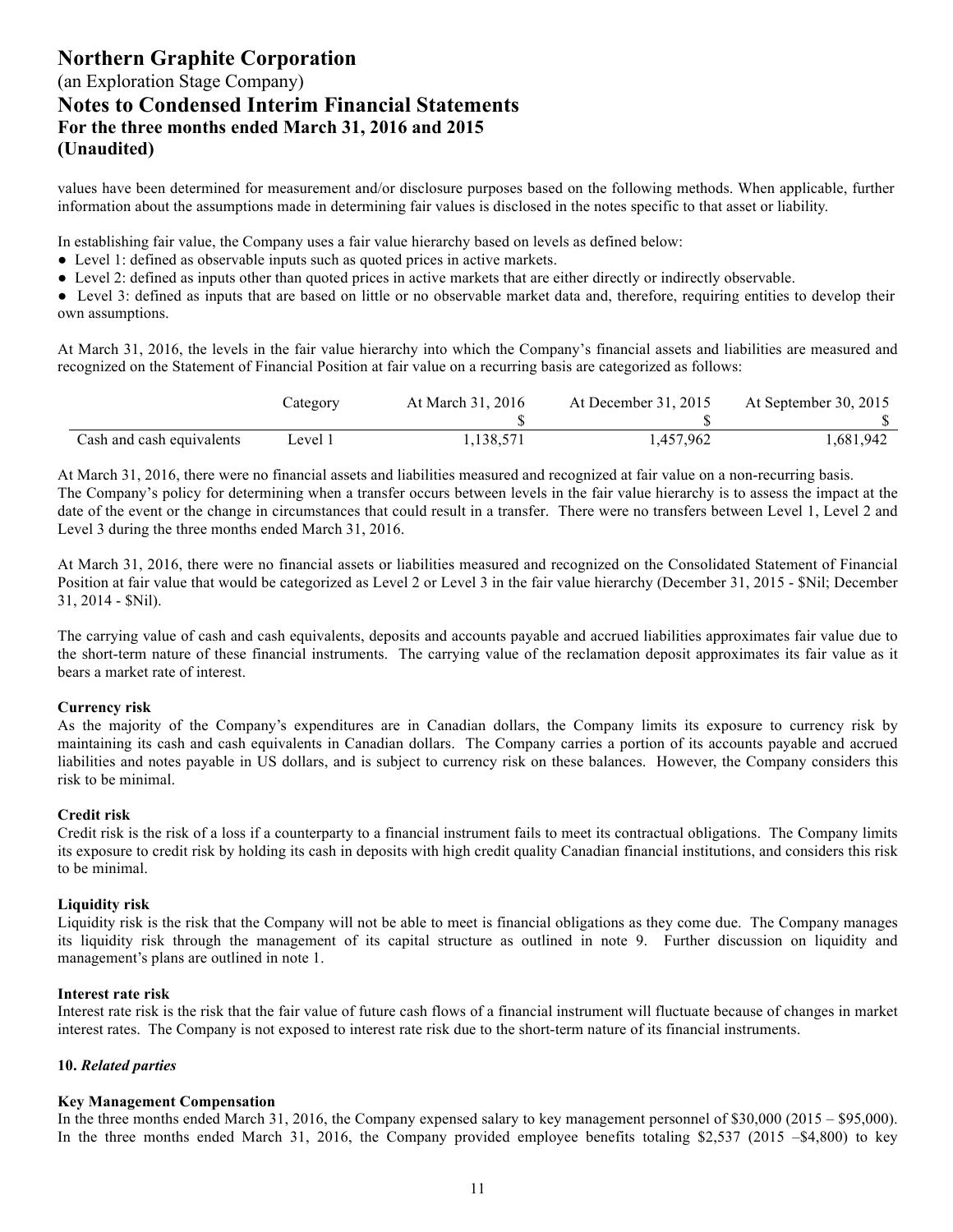values have been determined for measurement and/or disclosure purposes based on the following methods. When applicable, further information about the assumptions made in determining fair values is disclosed in the notes specific to that asset or liability.

In establishing fair value, the Company uses a fair value hierarchy based on levels as defined below:

- Level 1: defined as observable inputs such as quoted prices in active markets.
- Level 2: defined as inputs other than quoted prices in active markets that are either directly or indirectly observable.
- Level 3: defined as inputs that are based on little or no observable market data and, therefore, requiring entities to develop their own assumptions.

At March 31, 2016, the levels in the fair value hierarchy into which the Company's financial assets and liabilities are measured and recognized on the Statement of Financial Position at fair value on a recurring basis are categorized as follows:

| | Category | At March 31, 2016 | At December 31, 2015 | At September 30, 2015 |
|---|---|---|---|---|
| | | $ | $ | $ |
| Cash and cash equivalents | Level 1 | 1,138,571 | 1,457,962 | 1,681,942 |

At March 31, 2016, there were no financial assets and liabilities measured and recognized at fair value on a non-recurring basis.
The Company's policy for determining when a transfer occurs between levels in the fair value hierarchy is to assess the impact at the date of the event or the change in circumstances that could result in a transfer. There were no transfers between Level 1, Level 2 and Level 3 during the three months ended March 31, 2016.

At March 31, 2016, there were no financial assets or liabilities measured and recognized on the Consolidated Statement of Financial Position at fair value that would be categorized as Level 2 or Level 3 in the fair value hierarchy (December 31, 2015 - $Nil; December 31, 2014 - $Nil).

The carrying value of cash and cash equivalents, deposits and accounts payable and accrued liabilities approximates fair value due to the short-term nature of these financial instruments. The carrying value of the reclamation deposit approximates its fair value as it bears a market rate of interest.

**Currency risk**
As the majority of the Company's expenditures are in Canadian dollars, the Company limits its exposure to currency risk by maintaining its cash and cash equivalents in Canadian dollars. The Company carries a portion of its accounts payable and accrued liabilities and notes payable in US dollars, and is subject to currency risk on these balances. However, the Company considers this risk to be minimal.

**Credit risk**
Credit risk is the risk of a loss if a counterparty to a financial instrument fails to meet its contractual obligations. The Company limits its exposure to credit risk by holding its cash in deposits with high credit quality Canadian financial institutions, and considers this risk to be minimal.

**Liquidity risk**
Liquidity risk is the risk that the Company will not be able to meet is financial obligations as they come due. The Company manages its liquidity risk through the management of its capital structure as outlined in note 9. Further discussion on liquidity and management's plans are outlined in note 1.

**Interest rate risk**
Interest rate risk is the risk that the fair value of future cash flows of a financial instrument will fluctuate because of changes in market interest rates. The Company is not exposed to interest rate risk due to the short-term nature of its financial instruments.

## 10. *Related parties*

**Key Management Compensation**
In the three months ended March 31, 2016, the Company expensed salary to key management personnel of $30,000 (2015 – $95,000). In the three months ended March 31, 2016, the Company provided employee benefits totaling $2,537 (2015 –$4,800) to key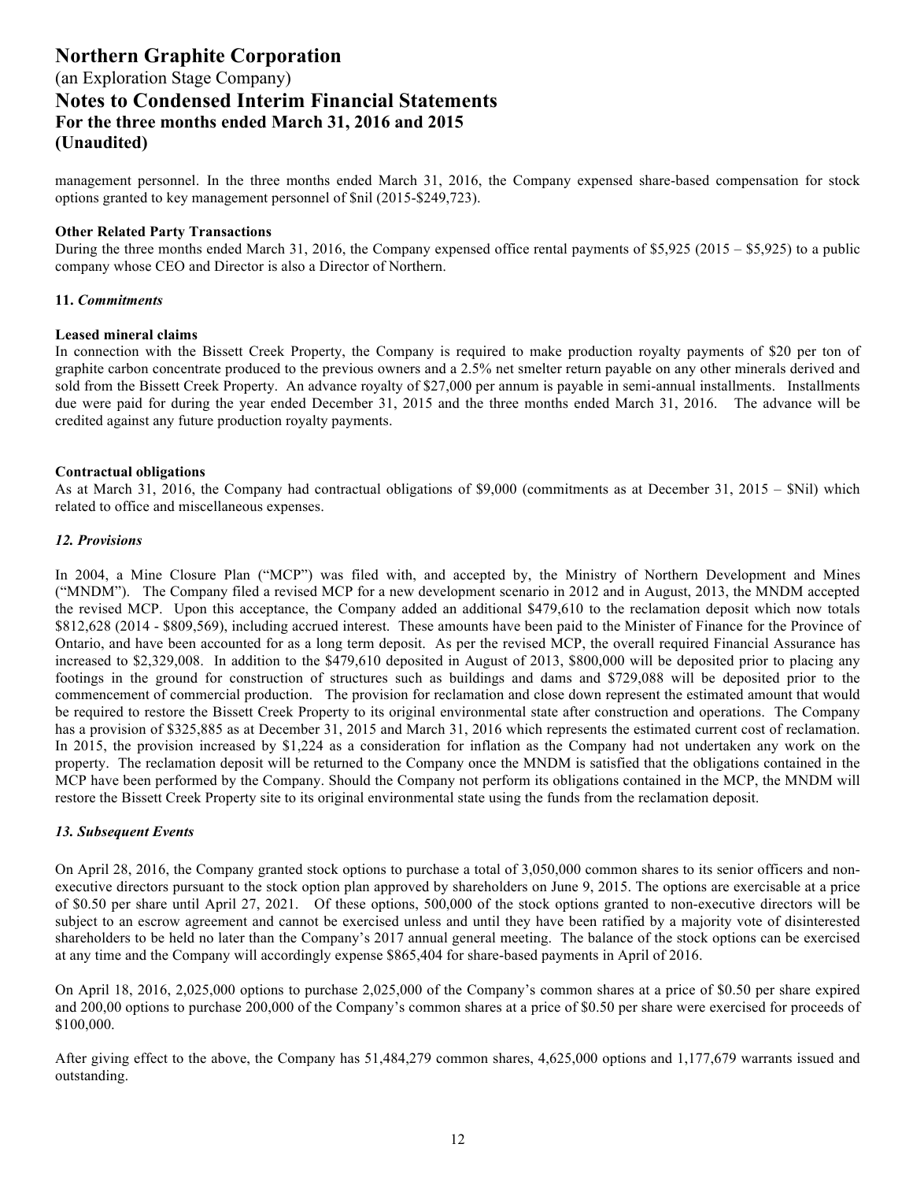management personnel. In the three months ended March 31, 2016, the Company expensed share-based compensation for stock options granted to key management personnel of $nil (2015-$249,723).

**Other Related Party Transactions**

During the three months ended March 31, 2016, the Company expensed office rental payments of $5,925 (2015 – $5,925) to a public company whose CEO and Director is also a Director of Northern.

**11.** ***Commitments***

**Leased mineral claims**

In connection with the Bissett Creek Property, the Company is required to make production royalty payments of $20 per ton of graphite carbon concentrate produced to the previous owners and a 2.5% net smelter return payable on any other minerals derived and sold from the Bissett Creek Property. An advance royalty of $27,000 per annum is payable in semi-annual installments. Installments due were paid for during the year ended December 31, 2015 and the three months ended March 31, 2016. The advance will be credited against any future production royalty payments.

**Contractual obligations**

As at March 31, 2016, the Company had contractual obligations of $9,000 (commitments as at December 31, 2015 – $Nil) which related to office and miscellaneous expenses.

***12. Provisions***

In 2004, a Mine Closure Plan ("MCP") was filed with, and accepted by, the Ministry of Northern Development and Mines ("MNDM"). The Company filed a revised MCP for a new development scenario in 2012 and in August, 2013, the MNDM accepted the revised MCP. Upon this acceptance, the Company added an additional $479,610 to the reclamation deposit which now totals $812,628 (2014 - $809,569), including accrued interest. These amounts have been paid to the Minister of Finance for the Province of Ontario, and have been accounted for as a long term deposit. As per the revised MCP, the overall required Financial Assurance has increased to $2,329,008. In addition to the $479,610 deposited in August of 2013, $800,000 will be deposited prior to placing any footings in the ground for construction of structures such as buildings and dams and $729,088 will be deposited prior to the commencement of commercial production. The provision for reclamation and close down represent the estimated amount that would be required to restore the Bissett Creek Property to its original environmental state after construction and operations. The Company has a provision of $325,885 as at December 31, 2015 and March 31, 2016 which represents the estimated current cost of reclamation. In 2015, the provision increased by $1,224 as a consideration for inflation as the Company had not undertaken any work on the property. The reclamation deposit will be returned to the Company once the MNDM is satisfied that the obligations contained in the MCP have been performed by the Company. Should the Company not perform its obligations contained in the MCP, the MNDM will restore the Bissett Creek Property site to its original environmental state using the funds from the reclamation deposit.

***13. Subsequent Events***

On April 28, 2016, the Company granted stock options to purchase a total of 3,050,000 common shares to its senior officers and non-executive directors pursuant to the stock option plan approved by shareholders on June 9, 2015. The options are exercisable at a price of $0.50 per share until April 27, 2021. Of these options, 500,000 of the stock options granted to non-executive directors will be subject to an escrow agreement and cannot be exercised unless and until they have been ratified by a majority vote of disinterested shareholders to be held no later than the Company's 2017 annual general meeting. The balance of the stock options can be exercised at any time and the Company will accordingly expense $865,404 for share-based payments in April of 2016.

On April 18, 2016, 2,025,000 options to purchase 2,025,000 of the Company's common shares at a price of $0.50 per share expired and 200,00 options to purchase 200,000 of the Company's common shares at a price of $0.50 per share were exercised for proceeds of $100,000.

After giving effect to the above, the Company has 51,484,279 common shares, 4,625,000 options and 1,177,679 warrants issued and outstanding.